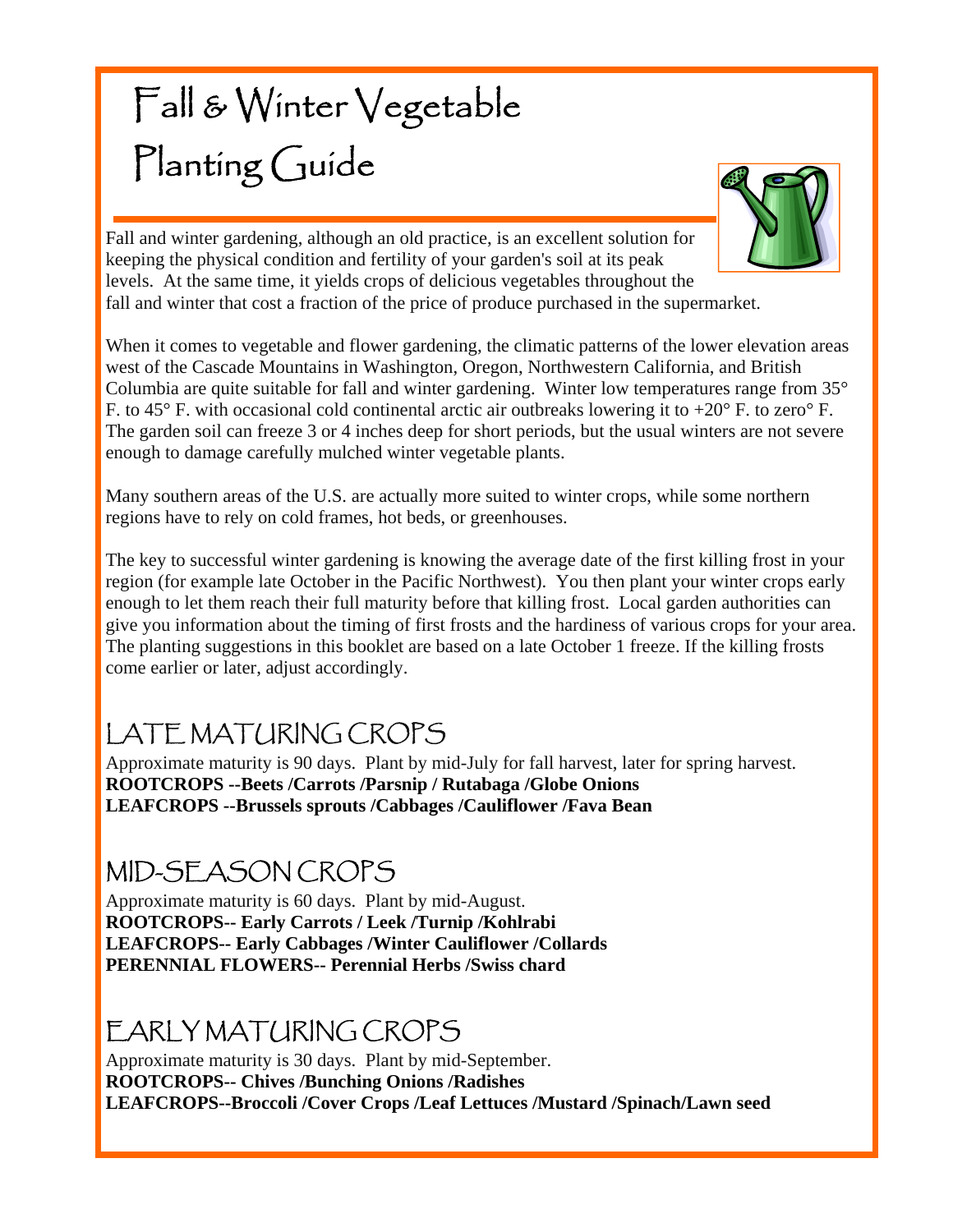# Fall & Winter Vegetable Planting Guide

Fall and winter gardening, although an old practice, is an excellent solution for keeping the physical condition and fertility of your garden's soil at its peak levels. At the same time, it yields crops of delicious vegetables throughout the fall and winter that cost a fraction of the price of produce purchased in the supermarket.

When it comes to vegetable and flower gardening, the climatic patterns of the lower elevation areas west of the Cascade Mountains in Washington, Oregon, Northwestern California, and British Columbia are quite suitable for fall and winter gardening. Winter low temperatures range from 35° F. to 45° F. with occasional cold continental arctic air outbreaks lowering it to +20° F. to zero° F. The garden soil can freeze 3 or 4 inches deep for short periods, but the usual winters are not severe enough to damage carefully mulched winter vegetable plants.

Many southern areas of the U.S. are actually more suited to winter crops, while some northern regions have to rely on cold frames, hot beds, or greenhouses.

The key to successful winter gardening is knowing the average date of the first killing frost in your region (for example late October in the Pacific Northwest). You then plant your winter crops early enough to let them reach their full maturity before that killing frost. Local garden authorities can give you information about the timing of first frosts and the hardiness of various crops for your area. The planting suggestions in this booklet are based on a late October 1 freeze. If the killing frosts come earlier or later, adjust accordingly.

## LATE MATURING CROPS

Approximate maturity is 90 days. Plant by mid-July for fall harvest, later for spring harvest.
**ROOTCROPS --Beets /Carrots /Parsnip / Rutabaga /Globe Onions**
**LEAFCROPS --Brussels sprouts /Cabbages /Cauliflower /Fava Bean**

## MID-SEASON CROPS

Approximate maturity is 60 days. Plant by mid-August.
**ROOTCROPS-- Early Carrots / Leek /Turnip /Kohlrabi**
**LEAFCROPS-- Early Cabbages /Winter Cauliflower /Collards**
**PERENNIAL FLOWERS-- Perennial Herbs /Swiss chard**

## EARLY MATURING CROPS

Approximate maturity is 30 days. Plant by mid-September.
**ROOTCROPS-- Chives /Bunching Onions /Radishes**
**LEAFCROPS--Broccoli /Cover Crops /Leaf Lettuces /Mustard /Spinach/Lawn seed**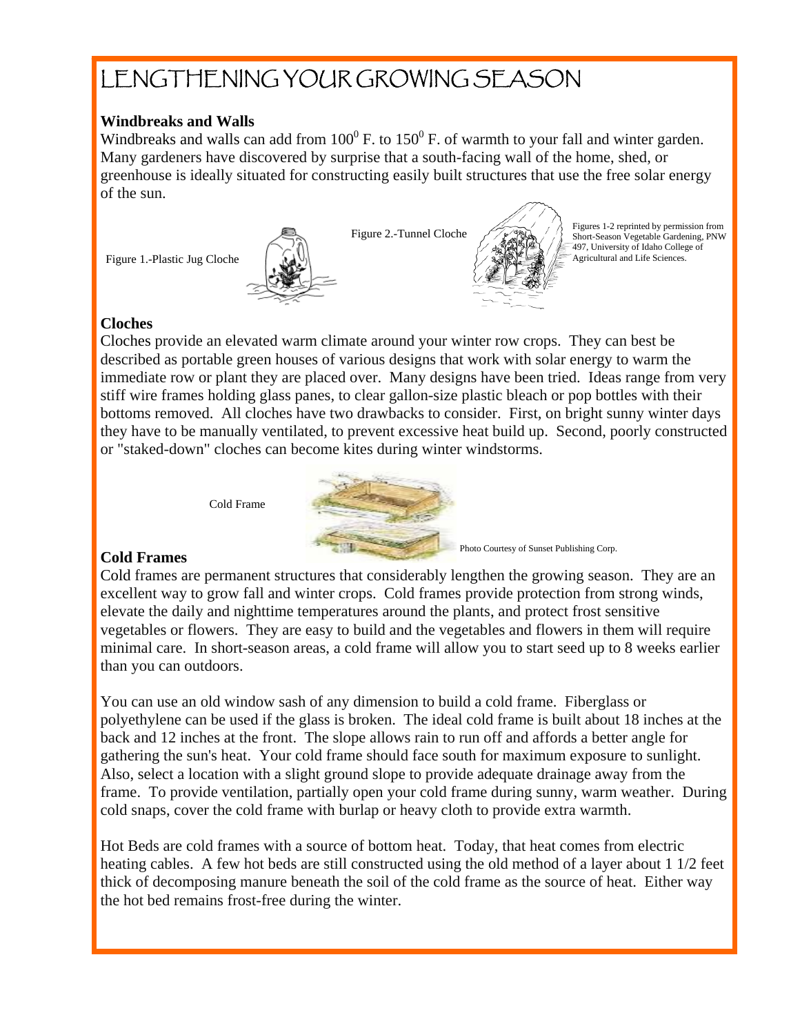# LENGTHENING YOUR GROWING SEASON

**Windbreaks and Walls**

Windbreaks and walls can add from $100^0$ F. to $150^0$ F. of warmth to your fall and winter garden. Many gardeners have discovered by surprise that a south-facing wall of the home, shed, or greenhouse is ideally situated for constructing easily built structures that use the free solar energy of the sun.

Figure 1.-Plastic Jug Cloche

Figure 2.-Tunnel Cloche

Figures 1-2 reprinted by permission from Short-Season Vegetable Gardening, PNW 497, University of Idaho College of Agricultural and Life Sciences.

**Cloches**

Cloches provide an elevated warm climate around your winter row crops. They can best be described as portable green houses of various designs that work with solar energy to warm the immediate row or plant they are placed over. Many designs have been tried. Ideas range from very stiff wire frames holding glass panes, to clear gallon-size plastic bleach or pop bottles with their bottoms removed. All cloches have two drawbacks to consider. First, on bright sunny winter days they have to be manually ventilated, to prevent excessive heat build up. Second, poorly constructed or "staked-down" cloches can become kites during winter windstorms.

Cold Frame

Photo Courtesy of Sunset Publishing Corp.

**Cold Frames**

Cold frames are permanent structures that considerably lengthen the growing season. They are an excellent way to grow fall and winter crops. Cold frames provide protection from strong winds, elevate the daily and nighttime temperatures around the plants, and protect frost sensitive vegetables or flowers. They are easy to build and the vegetables and flowers in them will require minimal care. In short-season areas, a cold frame will allow you to start seed up to 8 weeks earlier than you can outdoors.

You can use an old window sash of any dimension to build a cold frame. Fiberglass or polyethylene can be used if the glass is broken. The ideal cold frame is built about 18 inches at the back and 12 inches at the front. The slope allows rain to run off and affords a better angle for gathering the sun's heat. Your cold frame should face south for maximum exposure to sunlight. Also, select a location with a slight ground slope to provide adequate drainage away from the frame. To provide ventilation, partially open your cold frame during sunny, warm weather. During cold snaps, cover the cold frame with burlap or heavy cloth to provide extra warmth.

Hot Beds are cold frames with a source of bottom heat. Today, that heat comes from electric heating cables. A few hot beds are still constructed using the old method of a layer about 1 1/2 feet thick of decomposing manure beneath the soil of the cold frame as the source of heat. Either way the hot bed remains frost-free during the winter.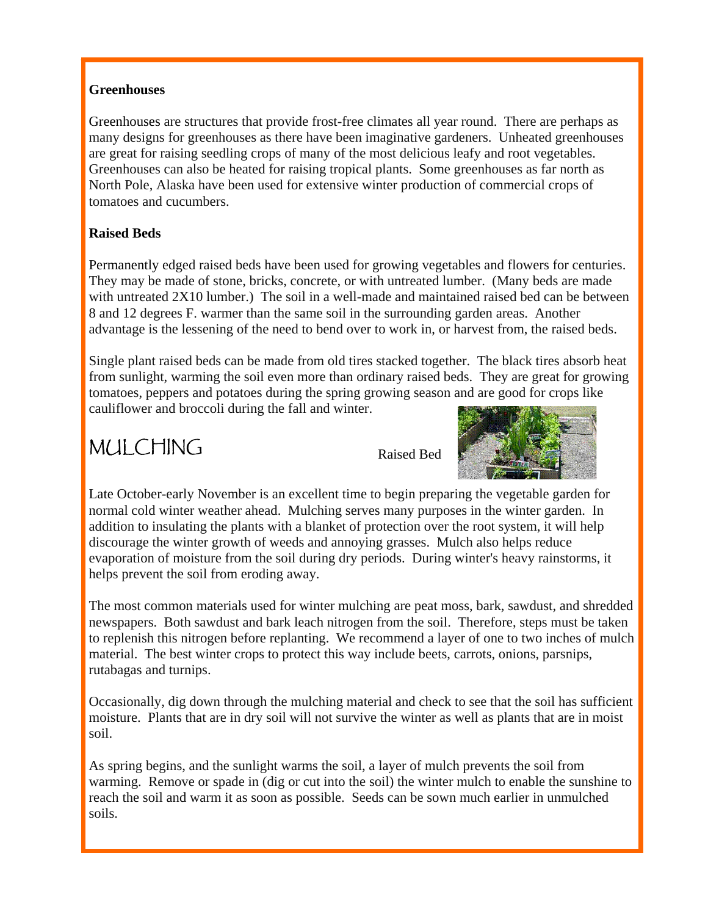**Greenhouses**

Greenhouses are structures that provide frost-free climates all year round. There are perhaps as many designs for greenhouses as there have been imaginative gardeners. Unheated greenhouses are great for raising seedling crops of many of the most delicious leafy and root vegetables. Greenhouses can also be heated for raising tropical plants. Some greenhouses as far north as North Pole, Alaska have been used for extensive winter production of commercial crops of tomatoes and cucumbers.

**Raised Beds**

Permanently edged raised beds have been used for growing vegetables and flowers for centuries. They may be made of stone, bricks, concrete, or with untreated lumber. (Many beds are made with untreated 2X10 lumber.) The soil in a well-made and maintained raised bed can be between 8 and 12 degrees F. warmer than the same soil in the surrounding garden areas. Another advantage is the lessening of the need to bend over to work in, or harvest from, the raised beds.

Single plant raised beds can be made from old tires stacked together. The black tires absorb heat from sunlight, warming the soil even more than ordinary raised beds. They are great for growing tomatoes, peppers and potatoes during the spring growing season and are good for crops like cauliflower and broccoli during the fall and winter.

Raised Bed

## MULCHING

Late October-early November is an excellent time to begin preparing the vegetable garden for normal cold winter weather ahead. Mulching serves many purposes in the winter garden. In addition to insulating the plants with a blanket of protection over the root system, it will help discourage the winter growth of weeds and annoying grasses. Mulch also helps reduce evaporation of moisture from the soil during dry periods. During winter's heavy rainstorms, it helps prevent the soil from eroding away.

The most common materials used for winter mulching are peat moss, bark, sawdust, and shredded newspapers. Both sawdust and bark leach nitrogen from the soil. Therefore, steps must be taken to replenish this nitrogen before replanting. We recommend a layer of one to two inches of mulch material. The best winter crops to protect this way include beets, carrots, onions, parsnips, rutabagas and turnips.

Occasionally, dig down through the mulching material and check to see that the soil has sufficient moisture. Plants that are in dry soil will not survive the winter as well as plants that are in moist soil.

As spring begins, and the sunlight warms the soil, a layer of mulch prevents the soil from warming. Remove or spade in (dig or cut into the soil) the winter mulch to enable the sunshine to reach the soil and warm it as soon as possible. Seeds can be sown much earlier in unmulched soils.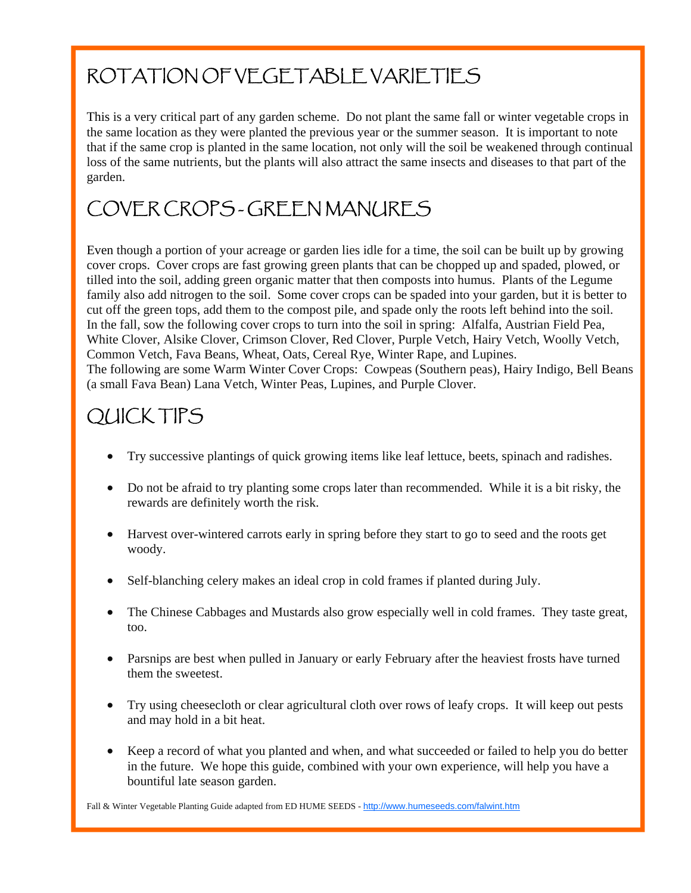## ROTATION OF VEGETABLE VARIETIES

This is a very critical part of any garden scheme. Do not plant the same fall or winter vegetable crops in the same location as they were planted the previous year or the summer season. It is important to note that if the same crop is planted in the same location, not only will the soil be weakened through continual loss of the same nutrients, but the plants will also attract the same insects and diseases to that part of the garden.

## COVER CROPS - GREEN MANURES

Even though a portion of your acreage or garden lies idle for a time, the soil can be built up by growing cover crops. Cover crops are fast growing green plants that can be chopped up and spaded, plowed, or tilled into the soil, adding green organic matter that then composts into humus. Plants of the Legume family also add nitrogen to the soil. Some cover crops can be spaded into your garden, but it is better to cut off the green tops, add them to the compost pile, and spade only the roots left behind into the soil. In the fall, sow the following cover crops to turn into the soil in spring: Alfalfa, Austrian Field Pea, White Clover, Alsike Clover, Crimson Clover, Red Clover, Purple Vetch, Hairy Vetch, Woolly Vetch, Common Vetch, Fava Beans, Wheat, Oats, Cereal Rye, Winter Rape, and Lupines.
The following are some Warm Winter Cover Crops: Cowpeas (Southern peas), Hairy Indigo, Bell Beans (a small Fava Bean) Lana Vetch, Winter Peas, Lupines, and Purple Clover.

## QUICK TIPS

- Try successive plantings of quick growing items like leaf lettuce, beets, spinach and radishes.
- Do not be afraid to try planting some crops later than recommended. While it is a bit risky, the rewards are definitely worth the risk.
- Harvest over-wintered carrots early in spring before they start to go to seed and the roots get woody.
- Self-blanching celery makes an ideal crop in cold frames if planted during July.
- The Chinese Cabbages and Mustards also grow especially well in cold frames. They taste great, too.
- Parsnips are best when pulled in January or early February after the heaviest frosts have turned them the sweetest.
- Try using cheesecloth or clear agricultural cloth over rows of leafy crops. It will keep out pests and may hold in a bit heat.
- Keep a record of what you planted and when, and what succeeded or failed to help you do better in the future. We hope this guide, combined with your own experience, will help you have a bountiful late season garden.

Fall & Winter Vegetable Planting Guide adapted from ED HUME SEEDS - http://www.humeseeds.com/falwint.htm